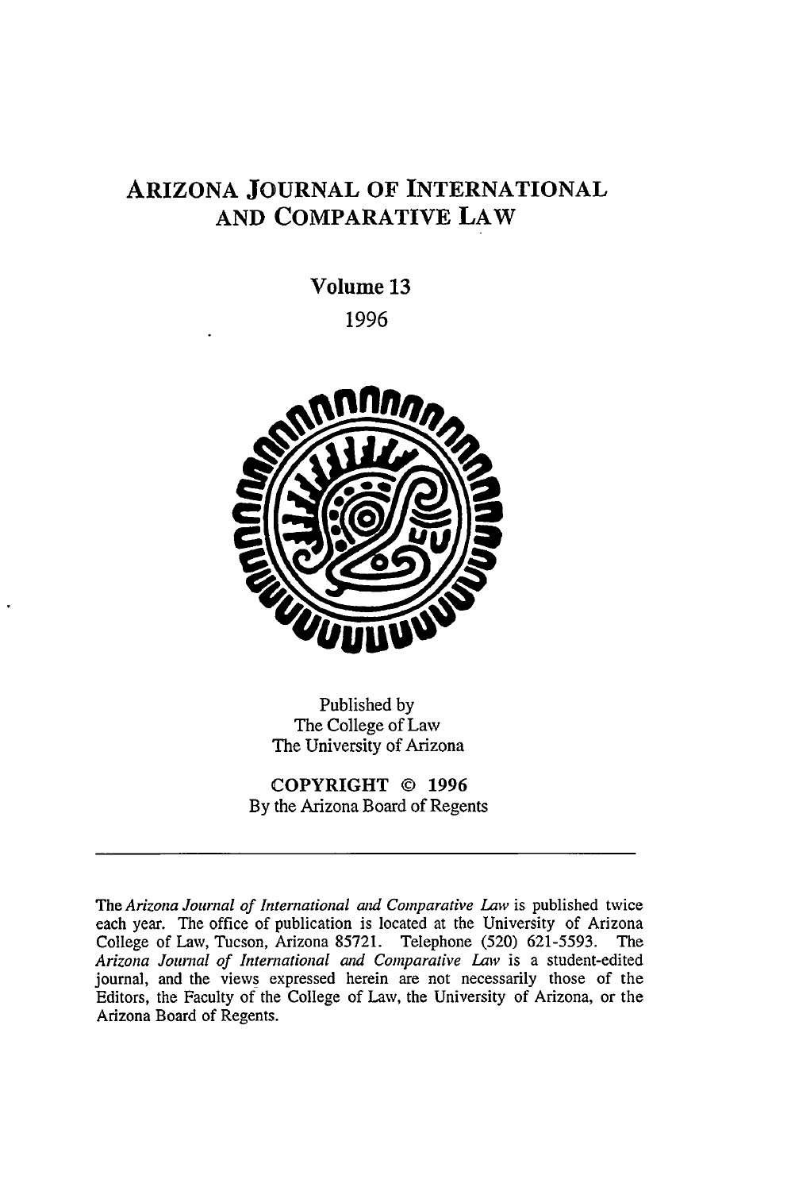# ARIZONA JOURNAL OF INTERNATIONAL AND COMPARATIVE LAW

## Volume 13

## 1996

Published by
The College of Law
The University of Arizona

**COPYRIGHT © 1996**
By the Arizona Board of Regents

---

The *Arizona Journal of International and Comparative Law* is published twice each year. The office of publication is located at the University of Arizona College of Law, Tucson, Arizona 85721. Telephone (520) 621-5593. The *Arizona Journal of International and Comparative Law* is a student-edited journal, and the views expressed herein are not necessarily those of the Editors, the Faculty of the College of Law, the University of Arizona, or the Arizona Board of Regents.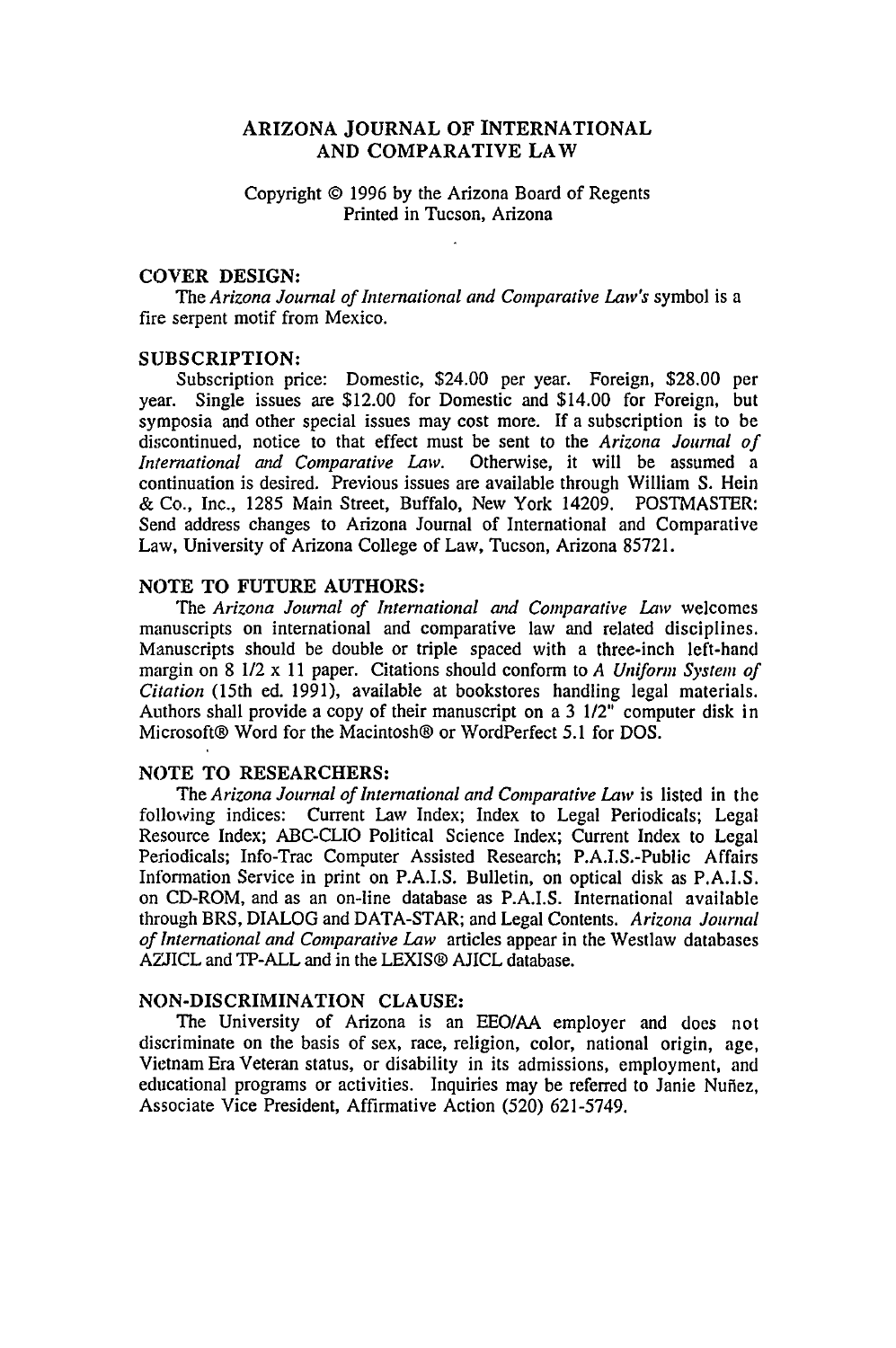# ARIZONA JOURNAL OF INTERNATIONAL AND COMPARATIVE LAW

Copyright © 1996 by the Arizona Board of Regents
Printed in Tucson, Arizona

## COVER DESIGN:

The *Arizona Journal of International and Comparative Law's* symbol is a fire serpent motif from Mexico.

## SUBSCRIPTION:

Subscription price: Domestic, $24.00 per year. Foreign, $28.00 per year. Single issues are $12.00 for Domestic and $14.00 for Foreign, but symposia and other special issues may cost more. If a subscription is to be discontinued, notice to that effect must be sent to the *Arizona Journal of International and Comparative Law*. Otherwise, it will be assumed a continuation is desired. Previous issues are available through William S. Hein & Co., Inc., 1285 Main Street, Buffalo, New York 14209. POSTMASTER: Send address changes to Arizona Journal of International and Comparative Law, University of Arizona College of Law, Tucson, Arizona 85721.

## NOTE TO FUTURE AUTHORS:

The *Arizona Journal of International and Comparative Law* welcomes manuscripts on international and comparative law and related disciplines. Manuscripts should be double or triple spaced with a three-inch left-hand margin on 8 1/2 x 11 paper. Citations should conform to *A Uniform System of Citation* (15th ed. 1991), available at bookstores handling legal materials. Authors shall provide a copy of their manuscript on a 3 1/2" computer disk in Microsoft® Word for the Macintosh® or WordPerfect 5.1 for DOS.

## NOTE TO RESEARCHERS:

The *Arizona Journal of International and Comparative Law* is listed in the following indices: Current Law Index; Index to Legal Periodicals; Legal Resource Index; ABC-CLIO Political Science Index; Current Index to Legal Periodicals; Info-Trac Computer Assisted Research; P.A.I.S.-Public Affairs Information Service in print on P.A.I.S. Bulletin, on optical disk as P.A.I.S. on CD-ROM, and as an on-line database as P.A.I.S. International available through BRS, DIALOG and DATA-STAR; and Legal Contents. *Arizona Journal of International and Comparative Law* articles appear in the Westlaw databases AZJICL and TP-ALL and in the LEXIS® AJICL database.

## NON-DISCRIMINATION CLAUSE:

The University of Arizona is an EEO/AA employer and does not discriminate on the basis of sex, race, religion, color, national origin, age, Vietnam Era Veteran status, or disability in its admissions, employment, and educational programs or activities. Inquiries may be referred to Janie Nuñez, Associate Vice President, Affirmative Action (520) 621-5749.